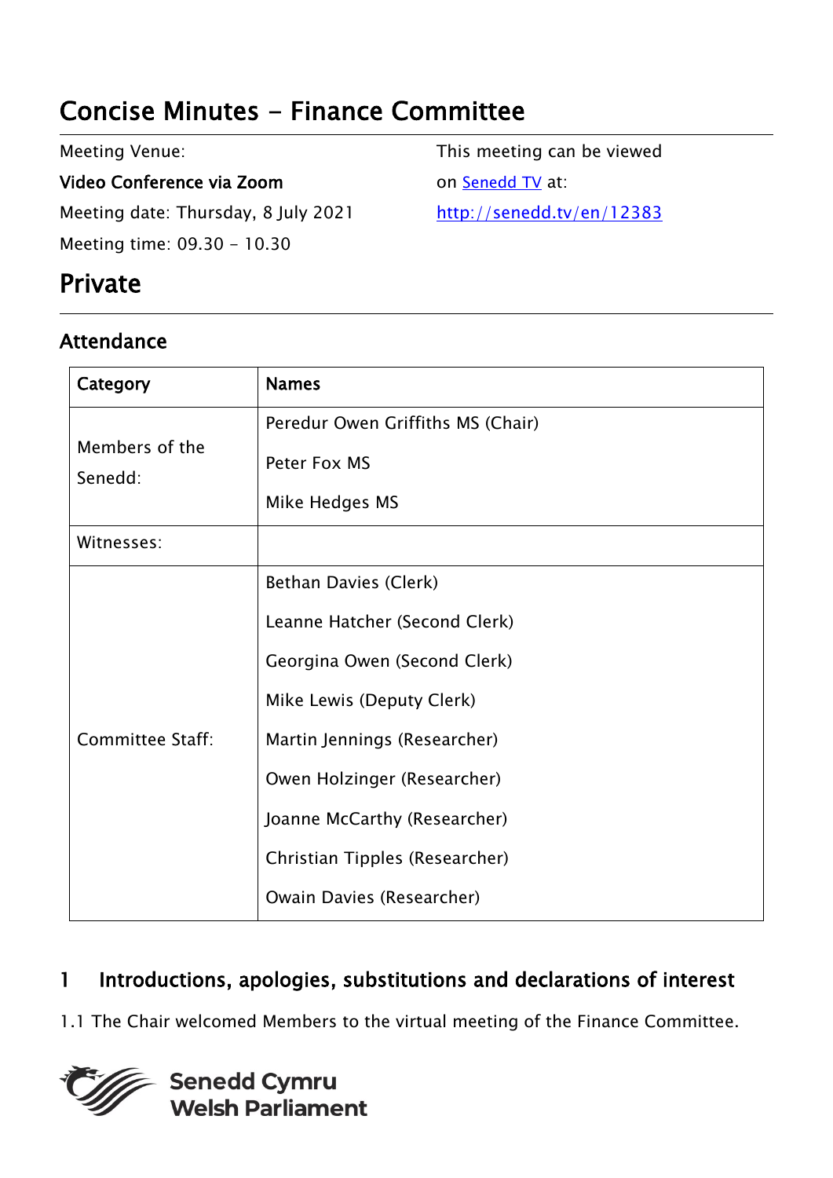# Concise Minutes - Finance Committee

Meeting Venue:

**Video Conference via Zoom**

Meeting date: Thursday, 8 July 2021

Meeting time: 09.30 - 10.30

This meeting can be viewed on [Senedd TV](http://senedd.tv/en/12383) at:

[http://senedd.tv/en/12383](http://senedd.tv/en/12383)

## Private

### Attendance

| Category | Names |
| --- | --- |
| Members of the Senedd: | Peredur Owen Griffiths MS (Chair)<br>Peter Fox MS<br>Mike Hedges MS |
| Witnesses: | |
| Committee Staff: | Bethan Davies (Clerk)<br>Leanne Hatcher (Second Clerk)<br>Georgina Owen (Second Clerk)<br>Mike Lewis (Deputy Clerk)<br>Martin Jennings (Researcher)<br>Owen Holzinger (Researcher)<br>Joanne McCarthy (Researcher)<br>Christian Tipples (Researcher)<br>Owain Davies (Researcher) |

## 1 Introductions, apologies, substitutions and declarations of interest

1.1 The Chair welcomed Members to the virtual meeting of the Finance Committee.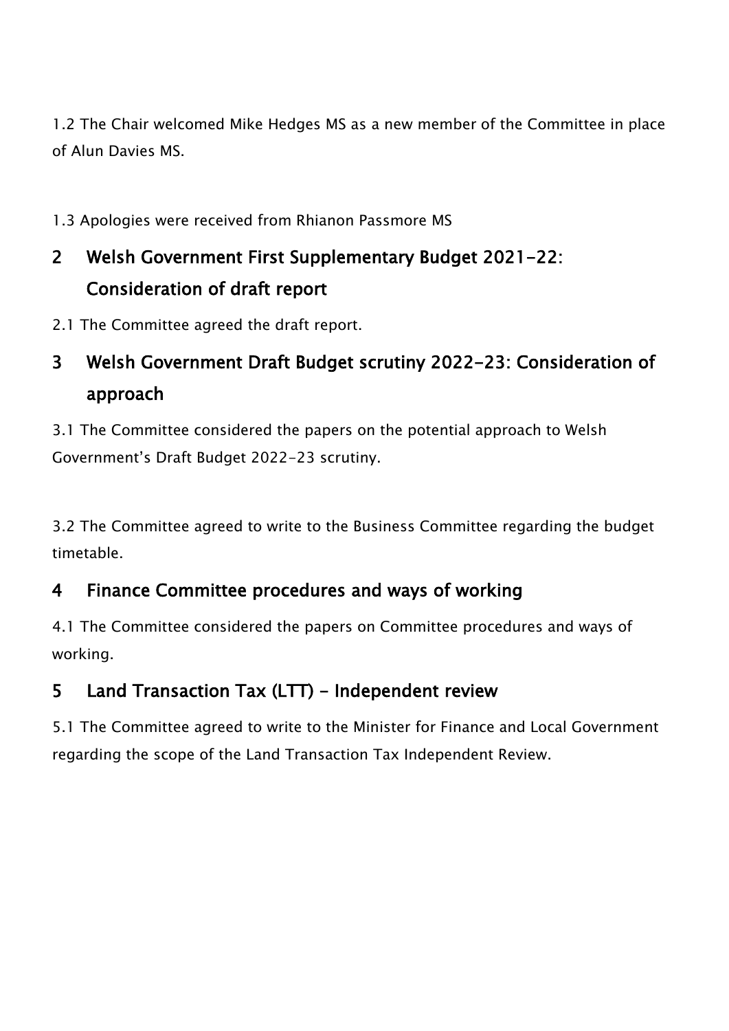1.2 The Chair welcomed Mike Hedges MS as a new member of the Committee in place of Alun Davies MS.

1.3 Apologies were received from Rhianon Passmore MS

## 2 Welsh Government First Supplementary Budget 2021-22: Consideration of draft report

2.1 The Committee agreed the draft report.

## 3 Welsh Government Draft Budget scrutiny 2022-23: Consideration of approach

3.1 The Committee considered the papers on the potential approach to Welsh Government's Draft Budget 2022-23 scrutiny.

3.2 The Committee agreed to write to the Business Committee regarding the budget timetable.

## 4 Finance Committee procedures and ways of working

4.1 The Committee considered the papers on Committee procedures and ways of working.

## 5 Land Transaction Tax (LTT) - Independent review

5.1 The Committee agreed to write to the Minister for Finance and Local Government regarding the scope of the Land Transaction Tax Independent Review.